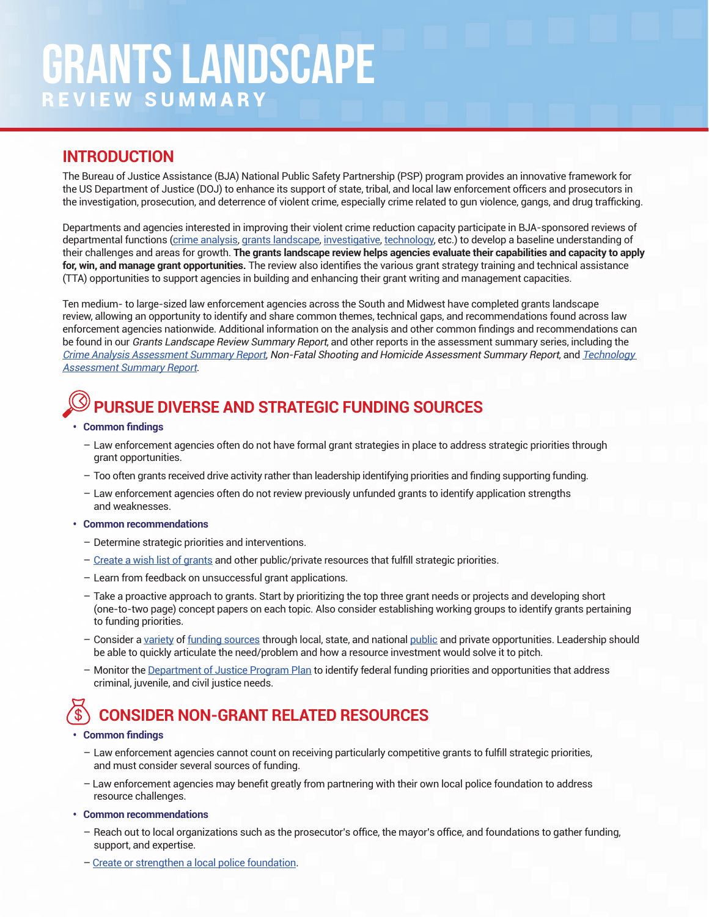# GRANTS LANDSCAPE

## REVIEW SUMMARY

## INTRODUCTION

The Bureau of Justice Assistance (BJA) National Public Safety Partnership (PSP) program provides an innovative framework for the US Department of Justice (DOJ) to enhance its support of state, tribal, and local law enforcement officers and prosecutors in the investigation, prosecution, and deterrence of violent crime, especially crime related to gun violence, gangs, and drug trafficking.

Departments and agencies interested in improving their violent crime reduction capacity participate in BJA-sponsored reviews of departmental functions (crime analysis, grants landscape, investigative, technology, etc.) to develop a baseline understanding of their challenges and areas for growth. **The grants landscape review helps agencies evaluate their capabilities and capacity to apply for, win, and manage grant opportunities.** The review also identifies the various grant strategy training and technical assistance (TTA) opportunities to support agencies in building and enhancing their grant writing and management capacities.

Ten medium- to large-sized law enforcement agencies across the South and Midwest have completed grants landscape review, allowing an opportunity to identify and share common themes, technical gaps, and recommendations found across law enforcement agencies nationwide. Additional information on the analysis and other common findings and recommendations can be found in our *Grants Landscape Review Summary Report*, and other reports in the assessment summary series, including the *Crime Analysis Assessment Summary Report*, *Non-Fatal Shooting and Homicide Assessment Summary Report*, and *Technology Assessment Summary Report*.

## PURSUE DIVERSE AND STRATEGIC FUNDING SOURCES

- **Common findings**
  - Law enforcement agencies often do not have formal grant strategies in place to address strategic priorities through grant opportunities.
  - Too often grants received drive activity rather than leadership identifying priorities and finding supporting funding.
  - Law enforcement agencies often do not review previously unfunded grants to identify application strengths and weaknesses.
- **Common recommendations**
  - Determine strategic priorities and interventions.
  - Create a wish list of grants and other public/private resources that fulfill strategic priorities.
  - Learn from feedback on unsuccessful grant applications.
  - Take a proactive approach to grants. Start by prioritizing the top three grant needs or projects and developing short (one-to-two page) concept papers on each topic. Also consider establishing working groups to identify grants pertaining to funding priorities.
  - Consider a variety of funding sources through local, state, and national public and private opportunities. Leadership should be able to quickly articulate the need/problem and how a resource investment would solve it to pitch.
  - Monitor the Department of Justice Program Plan to identify federal funding priorities and opportunities that address criminal, juvenile, and civil justice needs.

## CONSIDER NON-GRANT RELATED RESOURCES

- **Common findings**
  - Law enforcement agencies cannot count on receiving particularly competitive grants to fulfill strategic priorities, and must consider several sources of funding.
  - Law enforcement agencies may benefit greatly from partnering with their own local police foundation to address resource challenges.
- **Common recommendations**
  - Reach out to local organizations such as the prosecutor's office, the mayor's office, and foundations to gather funding, support, and expertise.
  - Create or strengthen a local police foundation.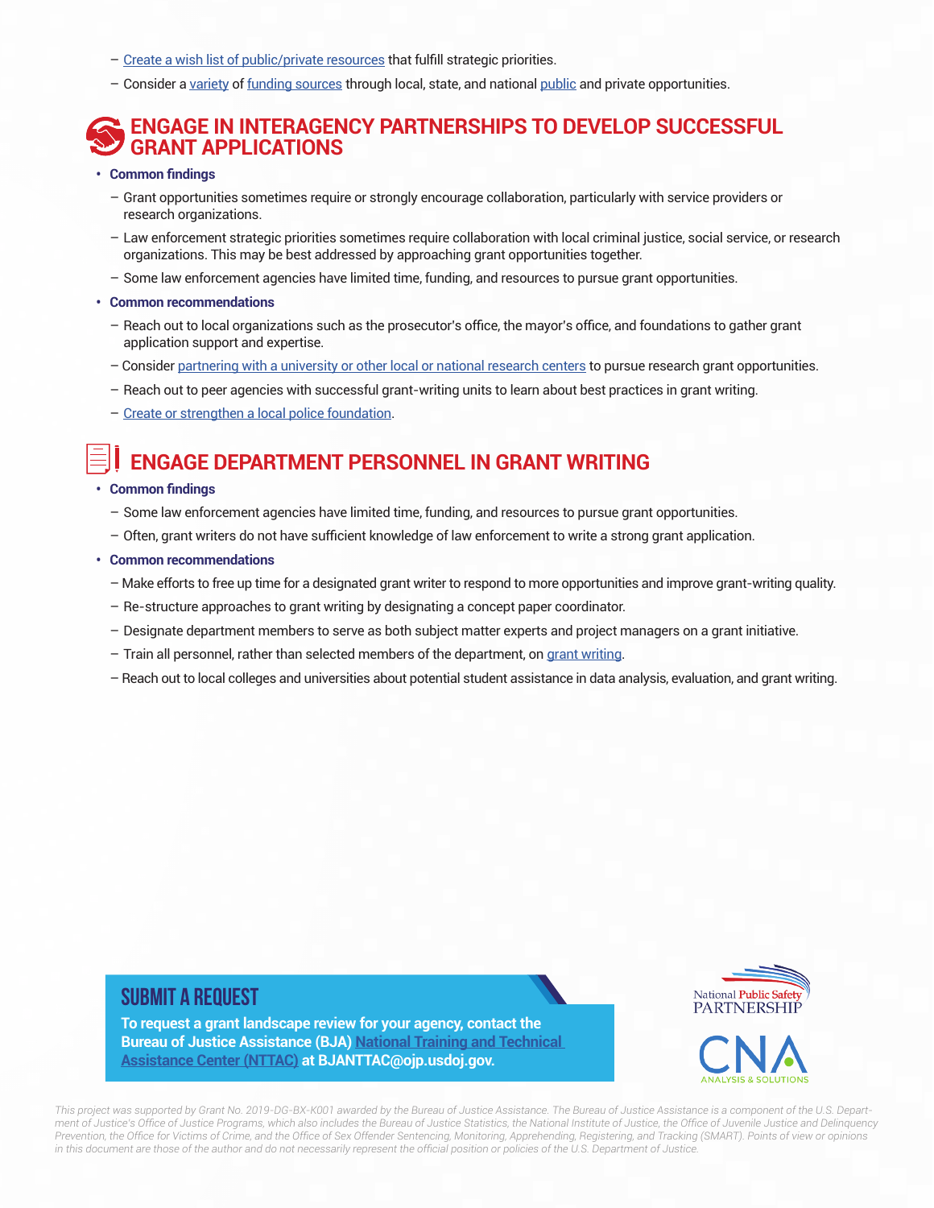- Create a wish list of public/private resources that fulfill strategic priorities.
- Consider a variety of funding sources through local, state, and national public and private opportunities.

## ENGAGE IN INTERAGENCY PARTNERSHIPS TO DEVELOP SUCCESSFUL GRANT APPLICATIONS

- **Common findings**
  - Grant opportunities sometimes require or strongly encourage collaboration, particularly with service providers or research organizations.
  - Law enforcement strategic priorities sometimes require collaboration with local criminal justice, social service, or research organizations. This may be best addressed by approaching grant opportunities together.
  - Some law enforcement agencies have limited time, funding, and resources to pursue grant opportunities.
- **Common recommendations**
  - Reach out to local organizations such as the prosecutor's office, the mayor's office, and foundations to gather grant application support and expertise.
  - Consider partnering with a university or other local or national research centers to pursue research grant opportunities.
  - Reach out to peer agencies with successful grant-writing units to learn about best practices in grant writing.
  - Create or strengthen a local police foundation.

## ENGAGE DEPARTMENT PERSONNEL IN GRANT WRITING

- **Common findings**
  - Some law enforcement agencies have limited time, funding, and resources to pursue grant opportunities.
  - Often, grant writers do not have sufficient knowledge of law enforcement to write a strong grant application.
- **Common recommendations**
  - Make efforts to free up time for a designated grant writer to respond to more opportunities and improve grant-writing quality.
  - Re-structure approaches to grant writing by designating a concept paper coordinator.
  - Designate department members to serve as both subject matter experts and project managers on a grant initiative.
  - Train all personnel, rather than selected members of the department, on grant writing.
  - Reach out to local colleges and universities about potential student assistance in data analysis, evaluation, and grant writing.

## SUBMIT A REQUEST

**To request a grant landscape review for your agency, contact the Bureau of Justice Assistance (BJA) National Training and Technical Assistance Center (NTTAC) at BJANTTAC@ojp.usdoj.gov.**

National Public Safety PARTNERSHIP

CNA ANALYSIS & SOLUTIONS

*This project was supported by Grant No. 2019-DG-BX-K001 awarded by the Bureau of Justice Assistance. The Bureau of Justice Assistance is a component of the U.S. Department of Justice's Office of Justice Programs, which also includes the Bureau of Justice Statistics, the National Institute of Justice, the Office of Juvenile Justice and Delinquency Prevention, the Office for Victims of Crime, and the Office of Sex Offender Sentencing, Monitoring, Apprehending, Registering, and Tracking (SMART). Points of view or opinions in this document are those of the author and do not necessarily represent the official position or policies of the U.S. Department of Justice.*